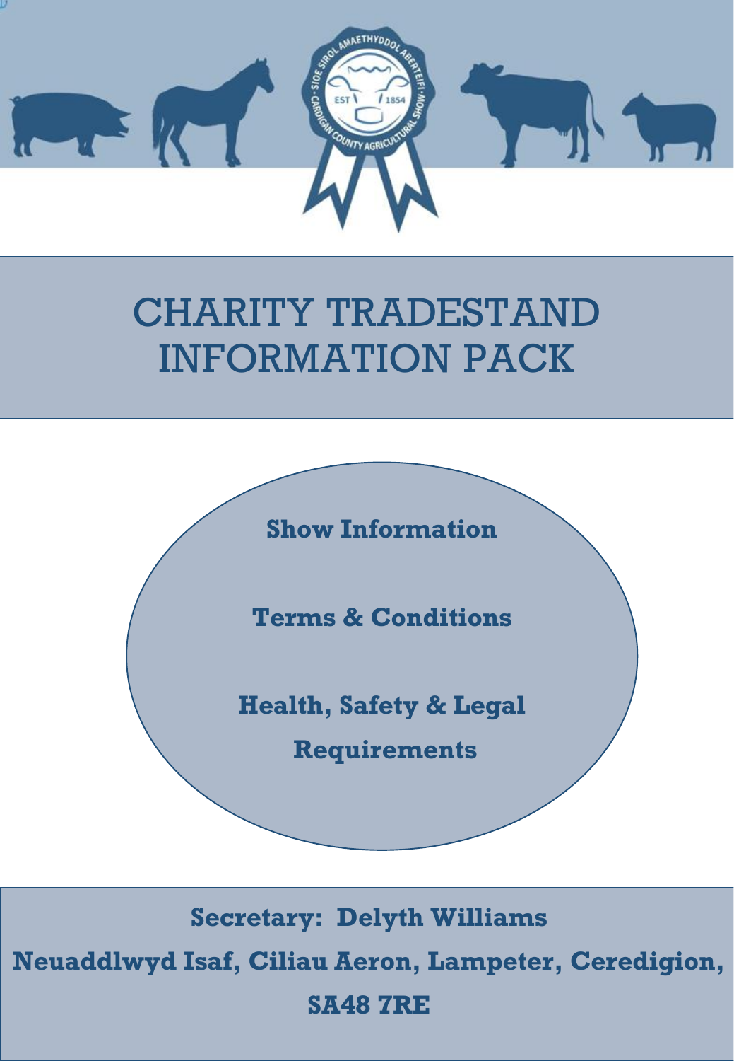# CHARITY TRADESTAND INFORMATION PACK

**Show Information**

**Terms & Conditions**

**Health, Safety & Legal Requirements**

**Secretary: Delyth Williams**

**Neuaddlwyd Isaf, Ciliau Aeron, Lampeter, Ceredigion, SA48 7RE**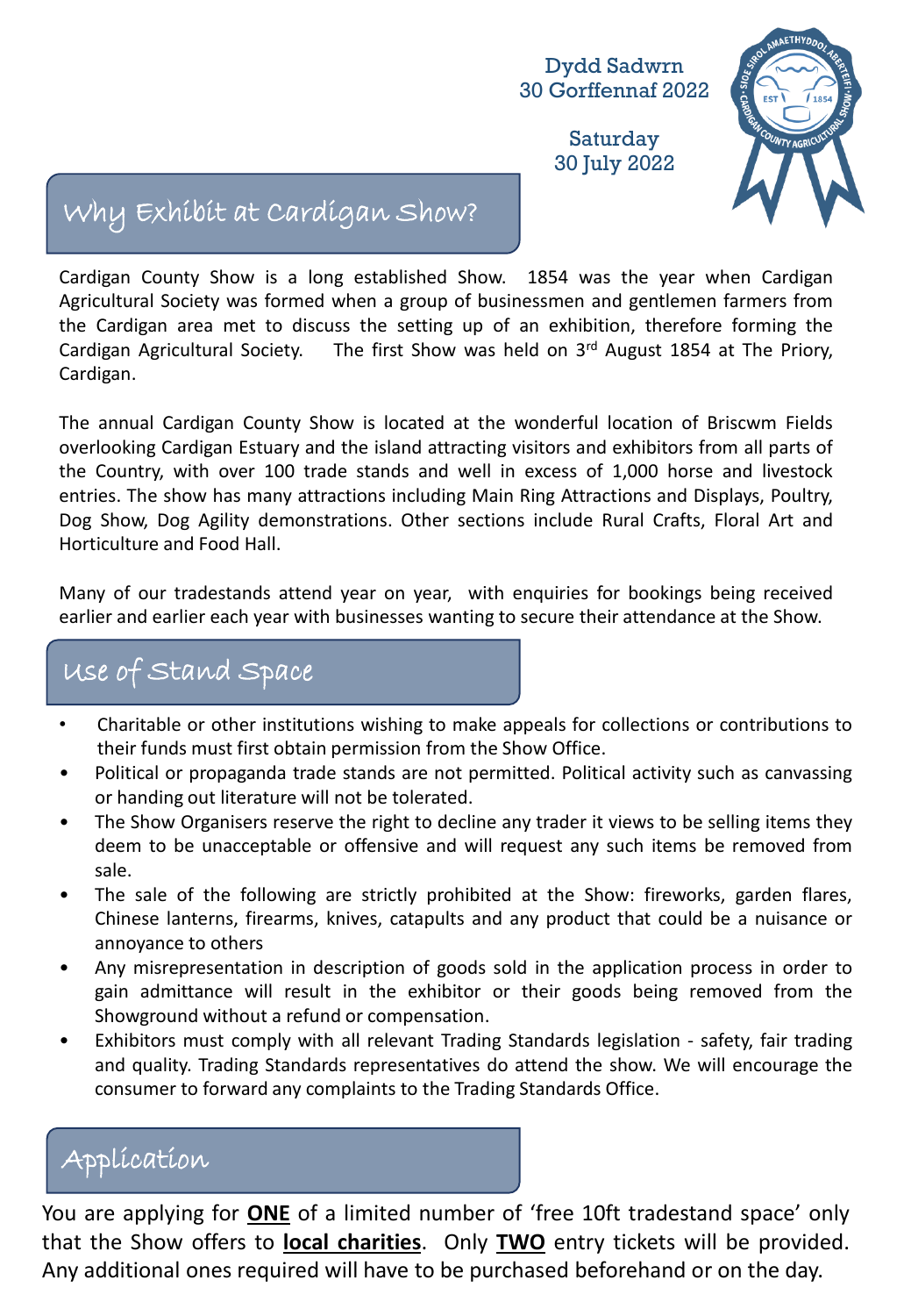Dydd Sadwrn
30 Gorffennaf 2022

Saturday
30 July 2022

## Why Exhibit at Cardigan Show?

Cardigan County Show is a long established Show. 1854 was the year when Cardigan Agricultural Society was formed when a group of businessmen and gentlemen farmers from the Cardigan area met to discuss the setting up of an exhibition, therefore forming the Cardigan Agricultural Society. The first Show was held on 3rd August 1854 at The Priory, Cardigan.

The annual Cardigan County Show is located at the wonderful location of Briscwm Fields overlooking Cardigan Estuary and the island attracting visitors and exhibitors from all parts of the Country, with over 100 trade stands and well in excess of 1,000 horse and livestock entries. The show has many attractions including Main Ring Attractions and Displays, Poultry, Dog Show, Dog Agility demonstrations. Other sections include Rural Crafts, Floral Art and Horticulture and Food Hall.

Many of our tradestands attend year on year, with enquiries for bookings being received earlier and earlier each year with businesses wanting to secure their attendance at the Show.

## Use of Stand Space

- Charitable or other institutions wishing to make appeals for collections or contributions to their funds must first obtain permission from the Show Office.
- Political or propaganda trade stands are not permitted. Political activity such as canvassing or handing out literature will not be tolerated.
- The Show Organisers reserve the right to decline any trader it views to be selling items they deem to be unacceptable or offensive and will request any such items be removed from sale.
- The sale of the following are strictly prohibited at the Show: fireworks, garden flares, Chinese lanterns, firearms, knives, catapults and any product that could be a nuisance or annoyance to others
- Any misrepresentation in description of goods sold in the application process in order to gain admittance will result in the exhibitor or their goods being removed from the Showground without a refund or compensation.
- Exhibitors must comply with all relevant Trading Standards legislation - safety, fair trading and quality. Trading Standards representatives do attend the show. We will encourage the consumer to forward any complaints to the Trading Standards Office.

## Application

You are applying for **ONE** of a limited number of 'free 10ft tradestand space' only that the Show offers to **local charities**. Only **TWO** entry tickets will be provided. Any additional ones required will have to be purchased beforehand or on the day.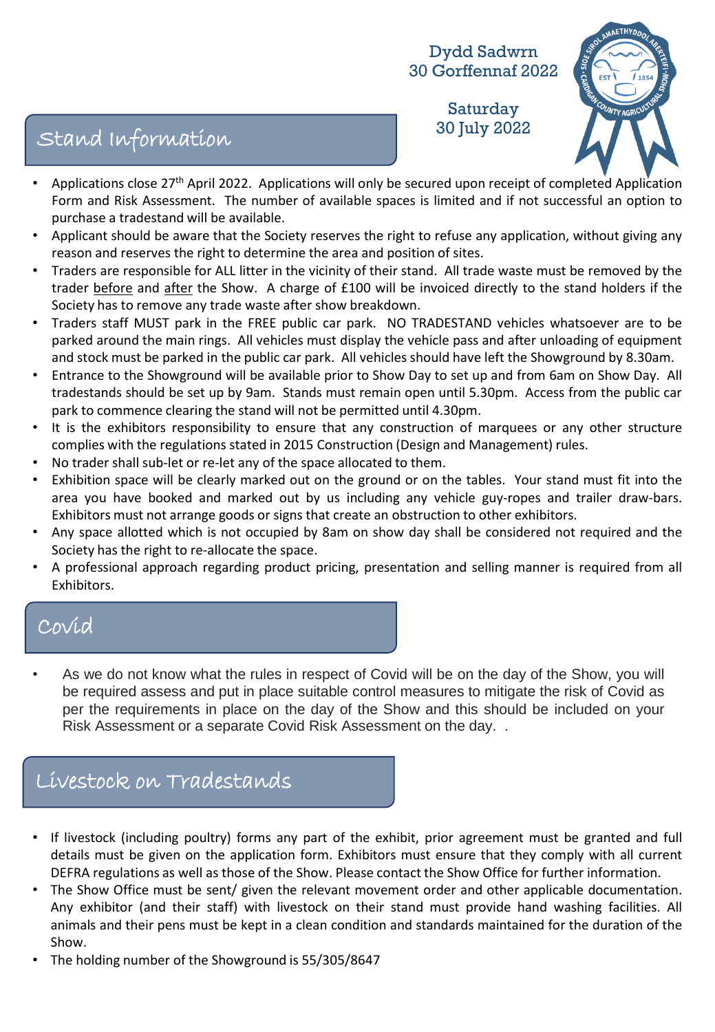Dydd Sadwrn
30 Gorffennaf 2022

Saturday
30 July 2022

## Stand Information

- Applications close 27th April 2022. Applications will only be secured upon receipt of completed Application Form and Risk Assessment. The number of available spaces is limited and if not successful an option to purchase a tradestand will be available.
- Applicant should be aware that the Society reserves the right to refuse any application, without giving any reason and reserves the right to determine the area and position of sites.
- Traders are responsible for ALL litter in the vicinity of their stand. All trade waste must be removed by the trader before and after the Show. A charge of £100 will be invoiced directly to the stand holders if the Society has to remove any trade waste after show breakdown.
- Traders staff MUST park in the FREE public car park. NO TRADESTAND vehicles whatsoever are to be parked around the main rings. All vehicles must display the vehicle pass and after unloading of equipment and stock must be parked in the public car park. All vehicles should have left the Showground by 8.30am.
- Entrance to the Showground will be available prior to Show Day to set up and from 6am on Show Day. All tradestands should be set up by 9am. Stands must remain open until 5.30pm. Access from the public car park to commence clearing the stand will not be permitted until 4.30pm.
- It is the exhibitors responsibility to ensure that any construction of marquees or any other structure complies with the regulations stated in 2015 Construction (Design and Management) rules.
- No trader shall sub-let or re-let any of the space allocated to them.
- Exhibition space will be clearly marked out on the ground or on the tables. Your stand must fit into the area you have booked and marked out by us including any vehicle guy-ropes and trailer draw-bars. Exhibitors must not arrange goods or signs that create an obstruction to other exhibitors.
- Any space allotted which is not occupied by 8am on show day shall be considered not required and the Society has the right to re-allocate the space.
- A professional approach regarding product pricing, presentation and selling manner is required from all Exhibitors.

## Covid

- As we do not know what the rules in respect of Covid will be on the day of the Show, you will be required assess and put in place suitable control measures to mitigate the risk of Covid as per the requirements in place on the day of the Show and this should be included on your Risk Assessment or a separate Covid Risk Assessment on the day. .

## Livestock on Tradestands

- If livestock (including poultry) forms any part of the exhibit, prior agreement must be granted and full details must be given on the application form. Exhibitors must ensure that they comply with all current DEFRA regulations as well as those of the Show. Please contact the Show Office for further information.
- The Show Office must be sent/ given the relevant movement order and other applicable documentation. Any exhibitor (and their staff) with livestock on their stand must provide hand washing facilities. All animals and their pens must be kept in a clean condition and standards maintained for the duration of the Show.
- The holding number of the Showground is 55/305/8647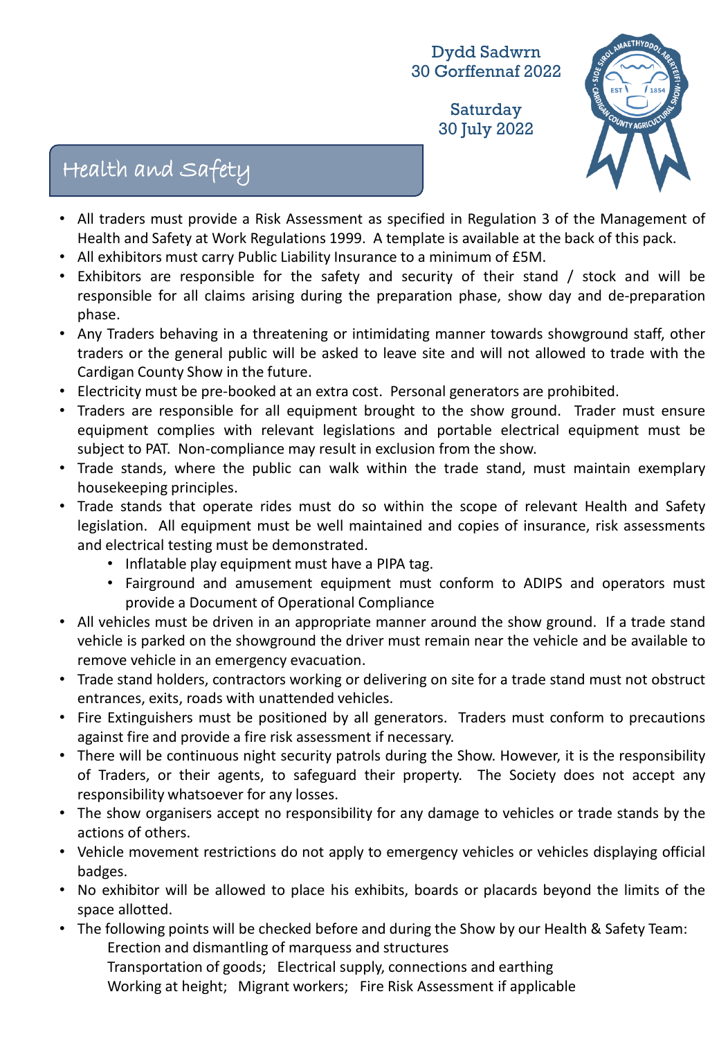Dydd Sadwrn
30 Gorffennaf 2022

Saturday
30 July 2022

## Health and Safety

- All traders must provide a Risk Assessment as specified in Regulation 3 of the Management of Health and Safety at Work Regulations 1999. A template is available at the back of this pack.
- All exhibitors must carry Public Liability Insurance to a minimum of £5M.
- Exhibitors are responsible for the safety and security of their stand / stock and will be responsible for all claims arising during the preparation phase, show day and de-preparation phase.
- Any Traders behaving in a threatening or intimidating manner towards showground staff, other traders or the general public will be asked to leave site and will not allowed to trade with the Cardigan County Show in the future.
- Electricity must be pre-booked at an extra cost. Personal generators are prohibited.
- Traders are responsible for all equipment brought to the show ground. Trader must ensure equipment complies with relevant legislations and portable electrical equipment must be subject to PAT. Non-compliance may result in exclusion from the show.
- Trade stands, where the public can walk within the trade stand, must maintain exemplary housekeeping principles.
- Trade stands that operate rides must do so within the scope of relevant Health and Safety legislation. All equipment must be well maintained and copies of insurance, risk assessments and electrical testing must be demonstrated.
  - Inflatable play equipment must have a PIPA tag.
  - Fairground and amusement equipment must conform to ADIPS and operators must provide a Document of Operational Compliance
- All vehicles must be driven in an appropriate manner around the show ground. If a trade stand vehicle is parked on the showground the driver must remain near the vehicle and be available to remove vehicle in an emergency evacuation.
- Trade stand holders, contractors working or delivering on site for a trade stand must not obstruct entrances, exits, roads with unattended vehicles.
- Fire Extinguishers must be positioned by all generators. Traders must conform to precautions against fire and provide a fire risk assessment if necessary.
- There will be continuous night security patrols during the Show. However, it is the responsibility of Traders, or their agents, to safeguard their property. The Society does not accept any responsibility whatsoever for any losses.
- The show organisers accept no responsibility for any damage to vehicles or trade stands by the actions of others.
- Vehicle movement restrictions do not apply to emergency vehicles or vehicles displaying official badges.
- No exhibitor will be allowed to place his exhibits, boards or placards beyond the limits of the space allotted.
- The following points will be checked before and during the Show by our Health & Safety Team:
  Erection and dismantling of marquess and structures
  Transportation of goods; Electrical supply, connections and earthing
  Working at height; Migrant workers; Fire Risk Assessment if applicable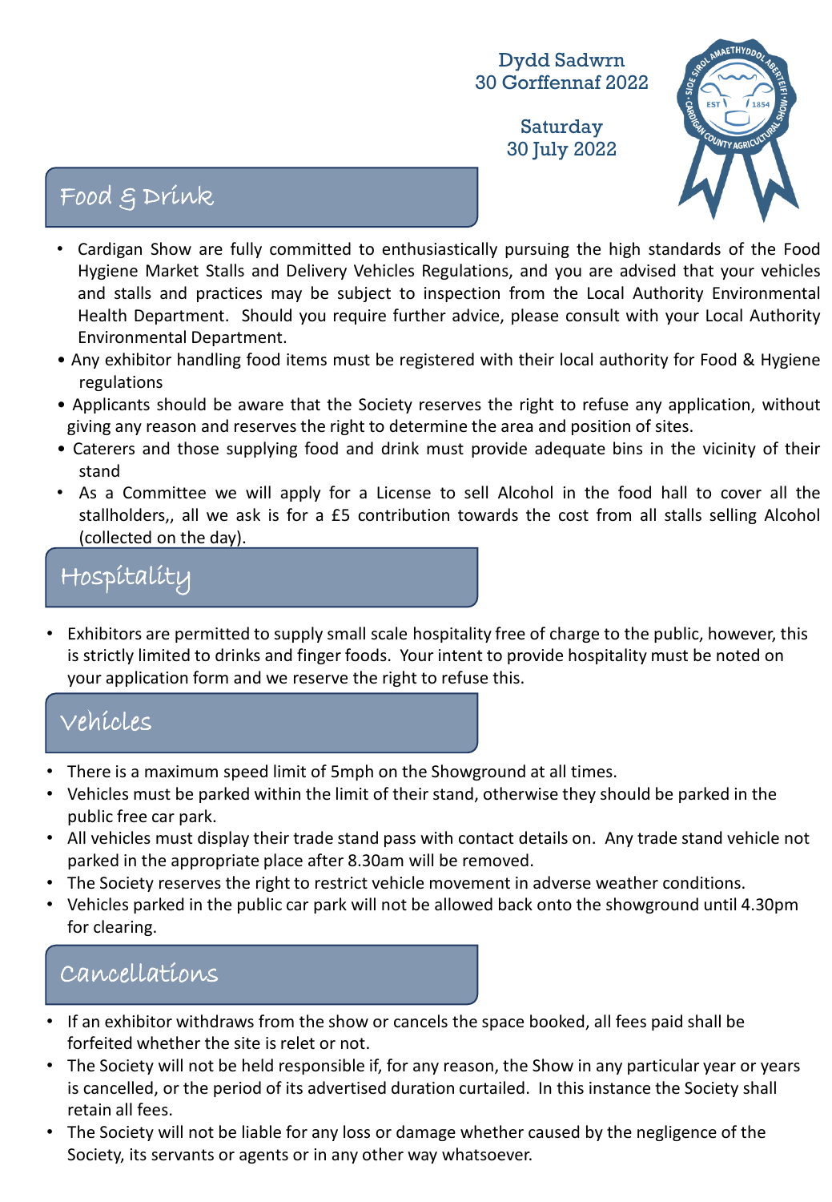Dydd Sadwrn
30 Gorffennaf 2022

Saturday
30 July 2022

## Food & Drink

- Cardigan Show are fully committed to enthusiastically pursuing the high standards of the Food Hygiene Market Stalls and Delivery Vehicles Regulations, and you are advised that your vehicles and stalls and practices may be subject to inspection from the Local Authority Environmental Health Department. Should you require further advice, please consult with your Local Authority Environmental Department.
- Any exhibitor handling food items must be registered with their local authority for Food & Hygiene regulations
- Applicants should be aware that the Society reserves the right to refuse any application, without giving any reason and reserves the right to determine the area and position of sites.
- Caterers and those supplying food and drink must provide adequate bins in the vicinity of their stand
- As a Committee we will apply for a License to sell Alcohol in the food hall to cover all the stallholders,, all we ask is for a £5 contribution towards the cost from all stalls selling Alcohol (collected on the day).

## Hospitality

- Exhibitors are permitted to supply small scale hospitality free of charge to the public, however, this is strictly limited to drinks and finger foods. Your intent to provide hospitality must be noted on your application form and we reserve the right to refuse this.

## Vehicles

- There is a maximum speed limit of 5mph on the Showground at all times.
- Vehicles must be parked within the limit of their stand, otherwise they should be parked in the public free car park.
- All vehicles must display their trade stand pass with contact details on. Any trade stand vehicle not parked in the appropriate place after 8.30am will be removed.
- The Society reserves the right to restrict vehicle movement in adverse weather conditions.
- Vehicles parked in the public car park will not be allowed back onto the showground until 4.30pm for clearing.

## Cancellations

- If an exhibitor withdraws from the show or cancels the space booked, all fees paid shall be forfeited whether the site is relet or not.
- The Society will not be held responsible if, for any reason, the Show in any particular year or years is cancelled, or the period of its advertised duration curtailed. In this instance the Society shall retain all fees.
- The Society will not be liable for any loss or damage whether caused by the negligence of the Society, its servants or agents or in any other way whatsoever.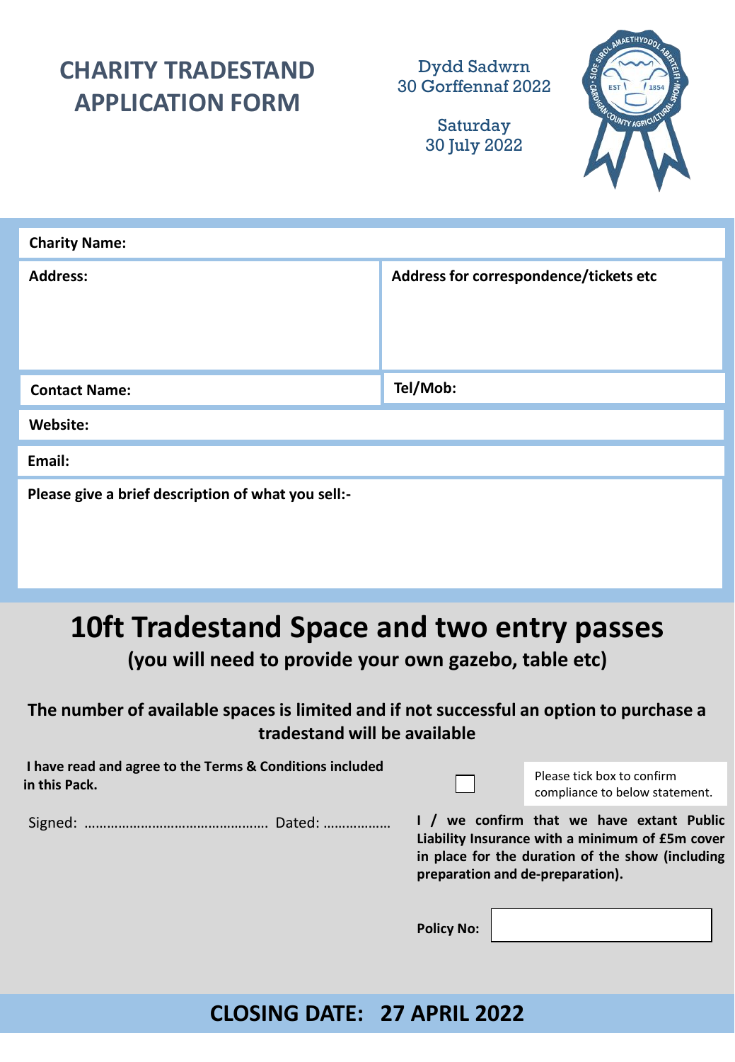# CHARITY TRADESTAND APPLICATION FORM

Dydd Sadwrn
30 Gorffennaf 2022

Saturday
30 July 2022

| | |
|---|---|
| **Charity Name:** | |
| **Address:** | **Address for correspondence/tickets etc** |
| **Contact Name:** | **Tel/Mob:** |
| **Website:** | |
| **Email:** | |
| **Please give a brief description of what you sell:-** | |

## 10ft Tradestand Space and two entry passes

**(you will need to provide your own gazebo, table etc)**

**The number of available spaces is limited and if not successful an option to purchase a tradestand will be available**

**I have read and agree to the Terms & Conditions included in this Pack.**

Signed: …………………………………………. Dated: ………………

☐ Please tick box to confirm compliance to below statement.

**I / we confirm that we have extant Public Liability Insurance with a minimum of £5m cover in place for the duration of the show (including preparation and de-preparation).**

**Policy No:**

## CLOSING DATE: 27 APRIL 2022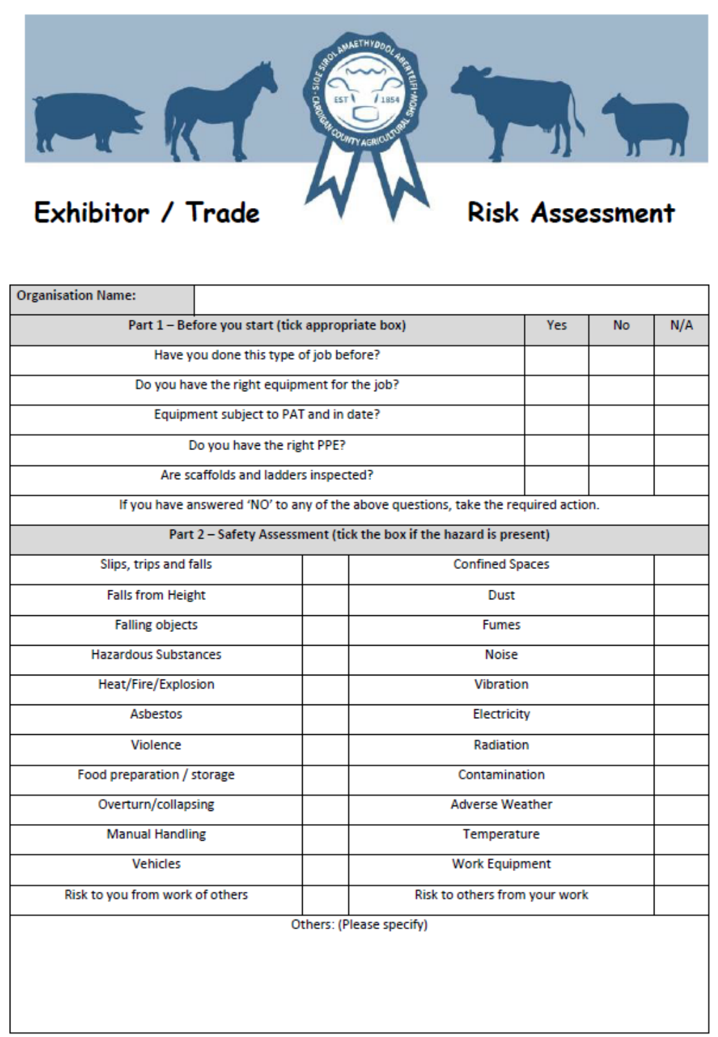# Exhibitor / Trade Risk Assessment

| Organisation Name: | | | |
|---|---|---|---|
| **Part 1 – Before you start (tick appropriate box)** | **Yes** | **No** | **N/A** |
| Have you done this type of job before? | | | |
| Do you have the right equipment for the job? | | | |
| Equipment subject to PAT and in date? | | | |
| Do you have the right PPE? | | | |
| Are scaffolds and ladders inspected? | | | |
| If you have answered 'NO' to any of the above questions, take the required action. | | | |

| **Part 2 – Safety Assessment (tick the box if the hazard is present)** | | | |
|---|---|---|---|
| Slips, trips and falls | | Confined Spaces | |
| Falls from Height | | Dust | |
| Falling objects | | Fumes | |
| Hazardous Substances | | Noise | |
| Heat/Fire/Explosion | | Vibration | |
| Asbestos | | Electricity | |
| Violence | | Radiation | |
| Food preparation / storage | | Contamination | |
| Overturn/collapsing | | Adverse Weather | |
| Manual Handling | | Temperature | |
| Vehicles | | Work Equipment | |
| Risk to you from work of others | | Risk to others from your work | |
| Others: (Please specify) | | | |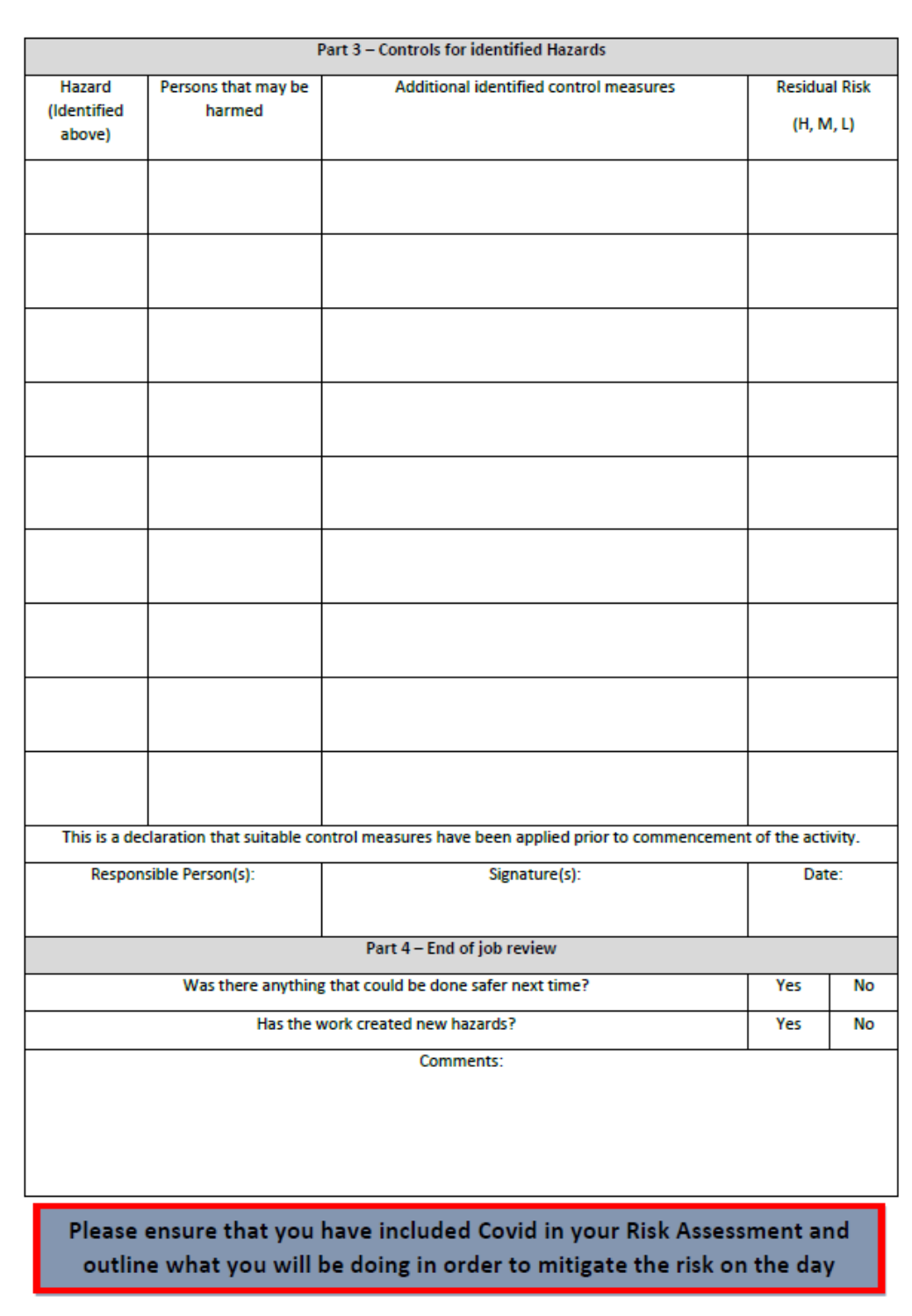## Part 3 – Controls for identified Hazards

| Hazard (Identified above) | Persons that may be harmed | Additional identified control measures | Residual Risk (H, M, L) |
|---|---|---|---|
| | | | |
| | | | |
| | | | |
| | | | |
| | | | |
| | | | |
| | | | |
| | | | |
| | | | |

This is a declaration that suitable control measures have been applied prior to commencement of the activity.

| Responsible Person(s): | Signature(s): | Date: |
|---|---|---|
| | | |

## Part 4 – End of job review

| | | |
|---|---|---|
| Was there anything that could be done safer next time? | Yes | No |
| Has the work created new hazards? | Yes | No |

Comments:

**Please ensure that you have included Covid in your Risk Assessment and outline what you will be doing in order to mitigate the risk on the day**